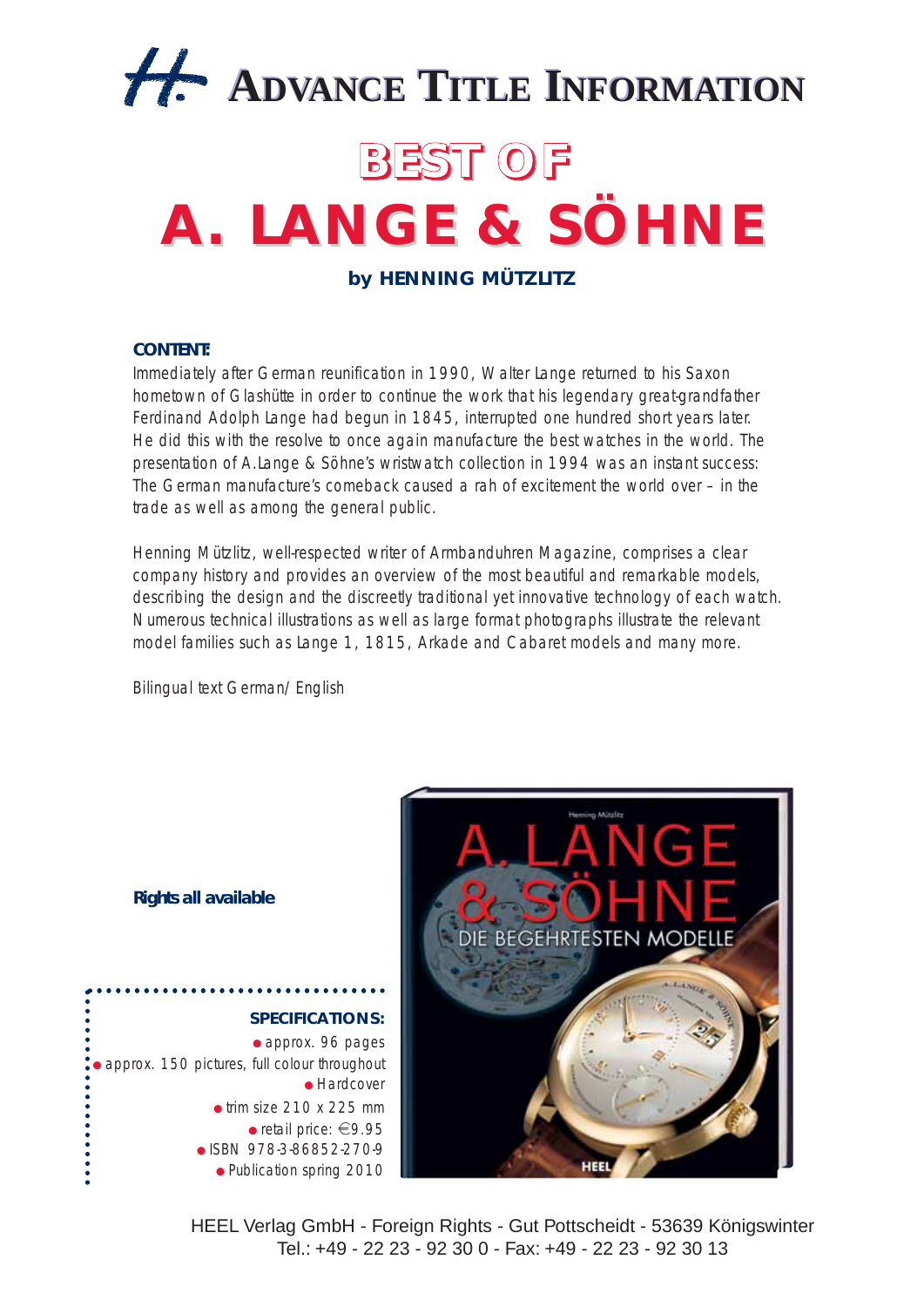# ADVANCE TITLE INFORMATION

# BEST OF
# A. LANGE & SÖHNE

**by HENNING MÜTZLITZ**

**CONTENT:**

Immediately after German reunification in 1990, Walter Lange returned to his Saxon hometown of Glashütte in order to continue the work that his legendary great-grandfather Ferdinand Adolph Lange had begun in 1845, interrupted one hundred short years later. He did this with the resolve to once again manufacture the best watches in the world. The presentation of A.Lange & Söhne's wristwatch collection in 1994 was an instant success: The German manufacture's comeback caused a rah of excitement the world over – in the trade as well as among the general public.

Henning Mützlitz, well-respected writer of Armbanduhren Magazine, comprises a clear company history and provides an overview of the most beautiful and remarkable models, describing the design and the discreetly traditional yet innovative technology of each watch. Numerous technical illustrations as well as large format photographs illustrate the relevant model families such as Lange 1, 1815, Arkade and Cabaret models and many more.

Bilingual text German/ English

**Rights all available**

**SPECIFICATIONS:**

- approx. 96 pages
- approx. 150 pictures, full colour throughout
- Hardcover
- trim size 210 x 225 mm
- retail price: €9.95
- ISBN 978-3-86852-270-9
- Publication spring 2010

HEEL Verlag GmbH - Foreign Rights - Gut Pottscheidt - 53639 Königswinter
Tel.: +49 - 22 23 - 92 30 0 - Fax: +49 - 22 23 - 92 30 13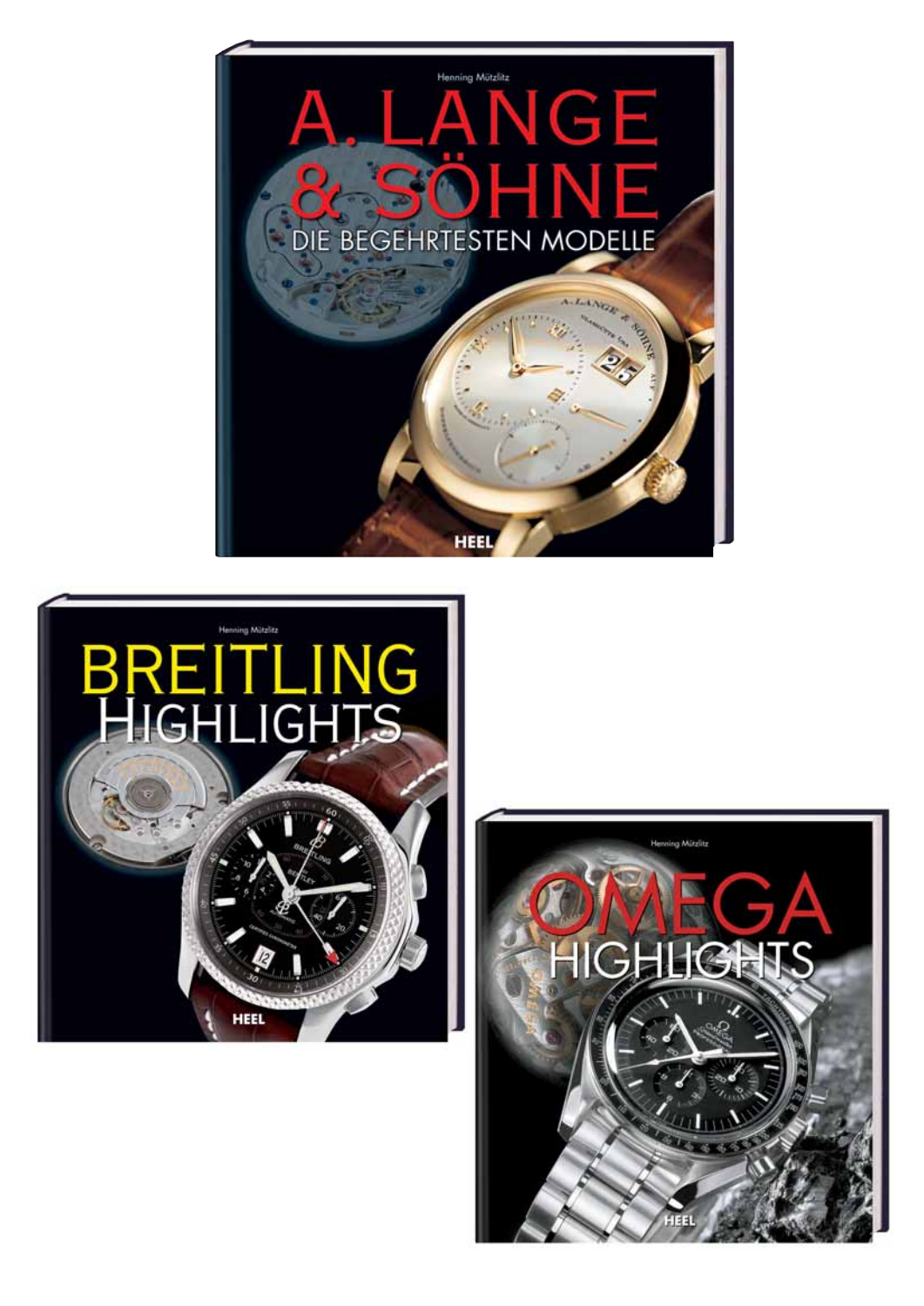Henning Mützlitz

# A. LANGE & SÖHNE

## DIE BEGEHRTESTEN MODELLE

HEEL

Henning Mützlitz

# BREITLING HIGHLIGHTS

HEEL

Henning Mützlitz

# OMEGA HIGHLIGHTS

HEEL